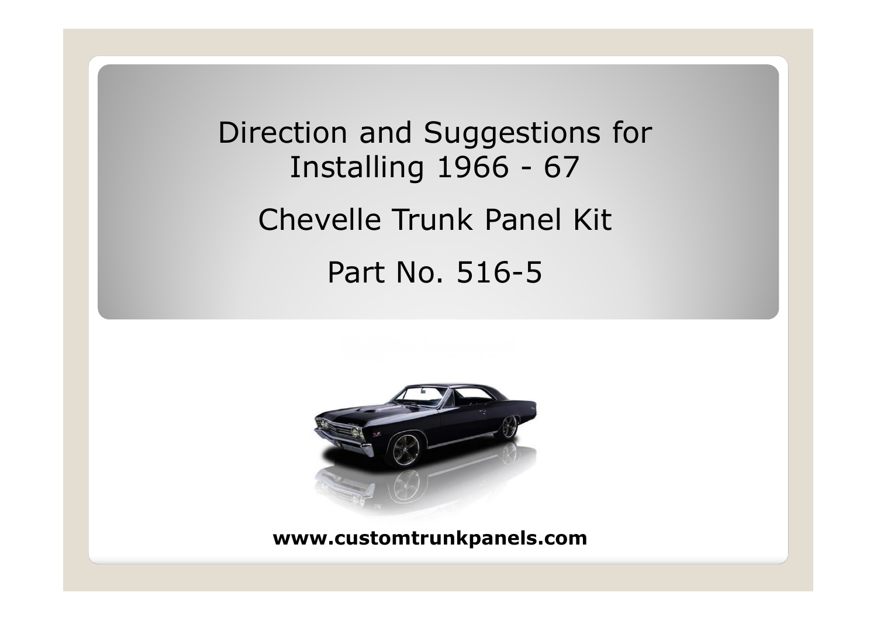# Direction and Suggestions for Installing 1966 - 67

# Chevelle Trunk Panel Kit

# Part No. 516-5

**www.customtrunkpanels.com**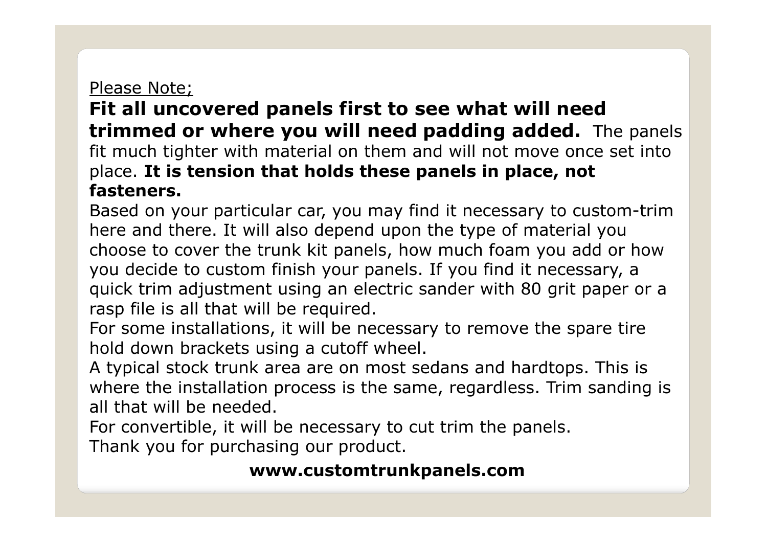Please Note;

**Fit all uncovered panels first to see what will need trimmed or where you will need padding added.** The panels fit much tighter with material on them and will not move once set into place. **It is tension that holds these panels in place, not fasteners.**

Based on your particular car, you may find it necessary to custom-trim here and there. It will also depend upon the type of material you choose to cover the trunk kit panels, how much foam you add or how you decide to custom finish your panels. If you find it necessary, a quick trim adjustment using an electric sander with 80 grit paper or a rasp file is all that will be required.

For some installations, it will be necessary to remove the spare tire hold down brackets using a cutoff wheel.

A typical stock trunk area are on most sedans and hardtops. This is where the installation process is the same, regardless. Trim sanding is all that will be needed.

For convertible, it will be necessary to cut trim the panels.

Thank you for purchasing our product.

**www.customtrunkpanels.com**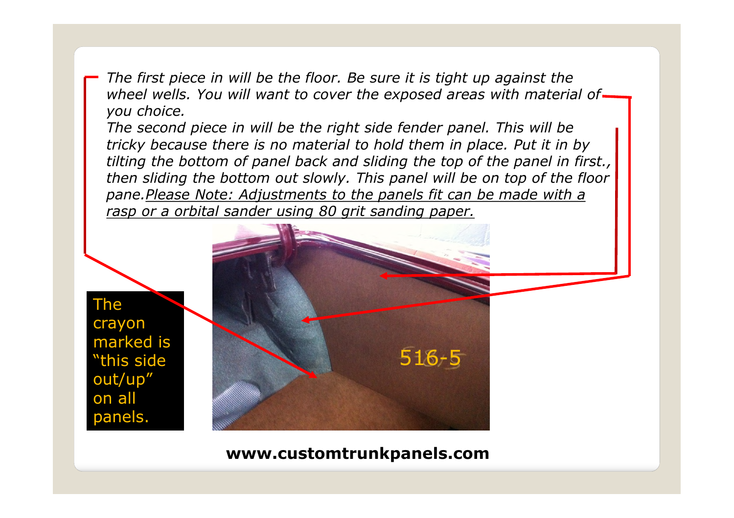*The first piece in will be the floor. Be sure it is tight up against the wheel wells. You will want to cover the exposed areas with material of you choice.*

*The second piece in will be the right side fender panel. This will be tricky because there is no material to hold them in place. Put it in by tilting the bottom of panel back and sliding the top of the panel in first., then sliding the bottom out slowly. This panel will be on top of the floor pane.*<u>*Please Note: Adjustments to the panels fit can be made with a rasp or a orbital sander using 80 grit sanding paper.*</u>

The crayon marked is "this side out/up" on all panels.

516-5

**www.customtrunkpanels.com**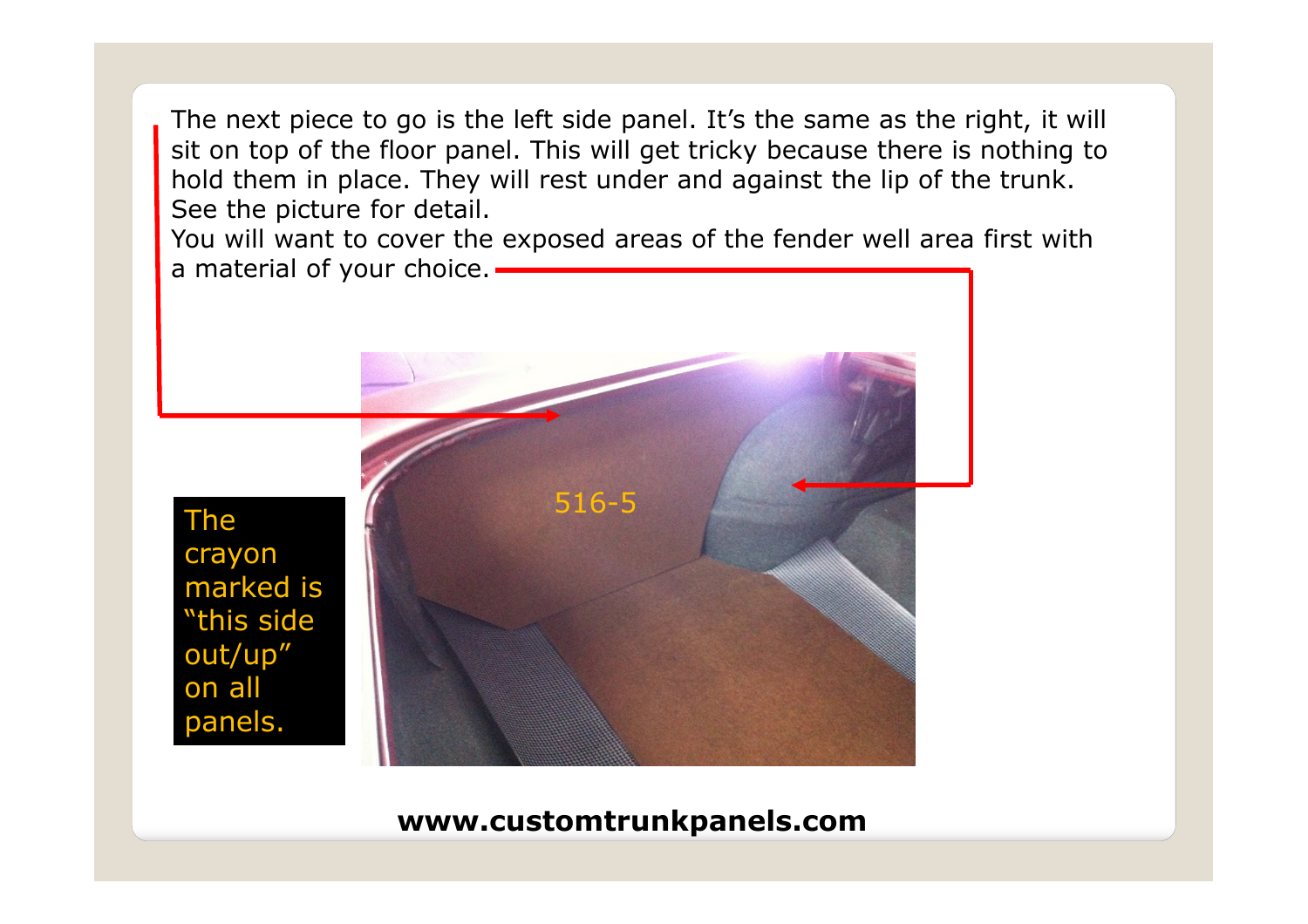The next piece to go is the left side panel. It's the same as the right, it will sit on top of the floor panel. This will get tricky because there is nothing to hold them in place. They will rest under and against the lip of the trunk. See the picture for detail.
You will want to cover the exposed areas of the fender well area first with a material of your choice.

516-5

The crayon marked is "this side out/up" on all panels.

**www.customtrunkpanels.com**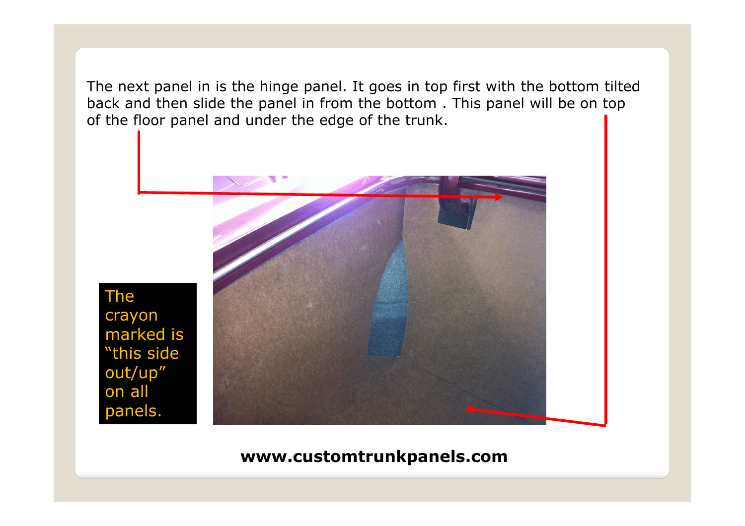The next panel in is the hinge panel. It goes in top first with the bottom tilted back and then slide the panel in from the bottom . This panel will be on top of the floor panel and under the edge of the trunk.

The crayon marked is "this side out/up" on all panels.

**www.customtrunkpanels.com**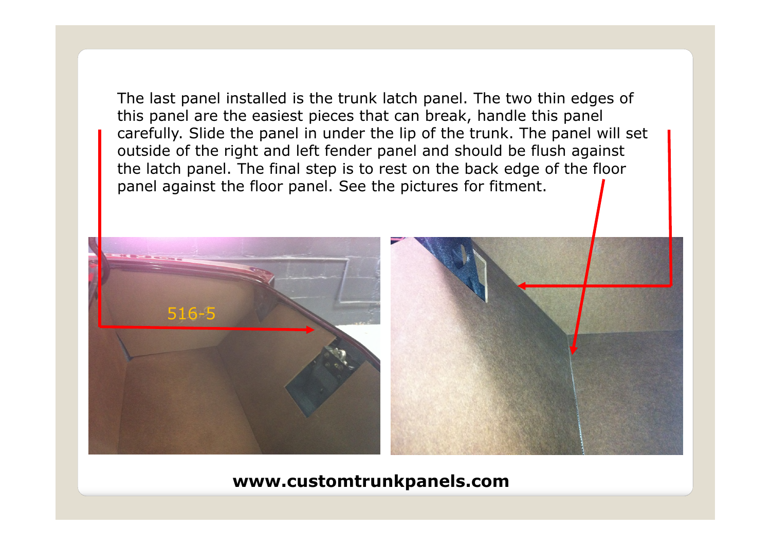The last panel installed is the trunk latch panel. The two thin edges of this panel are the easiest pieces that can break, handle this panel carefully. Slide the panel in under the lip of the trunk. The panel will set outside of the right and left fender panel and should be flush against the latch panel. The final step is to rest on the back edge of the floor panel against the floor panel. See the pictures for fitment.

516-5

**www.customtrunkpanels.com**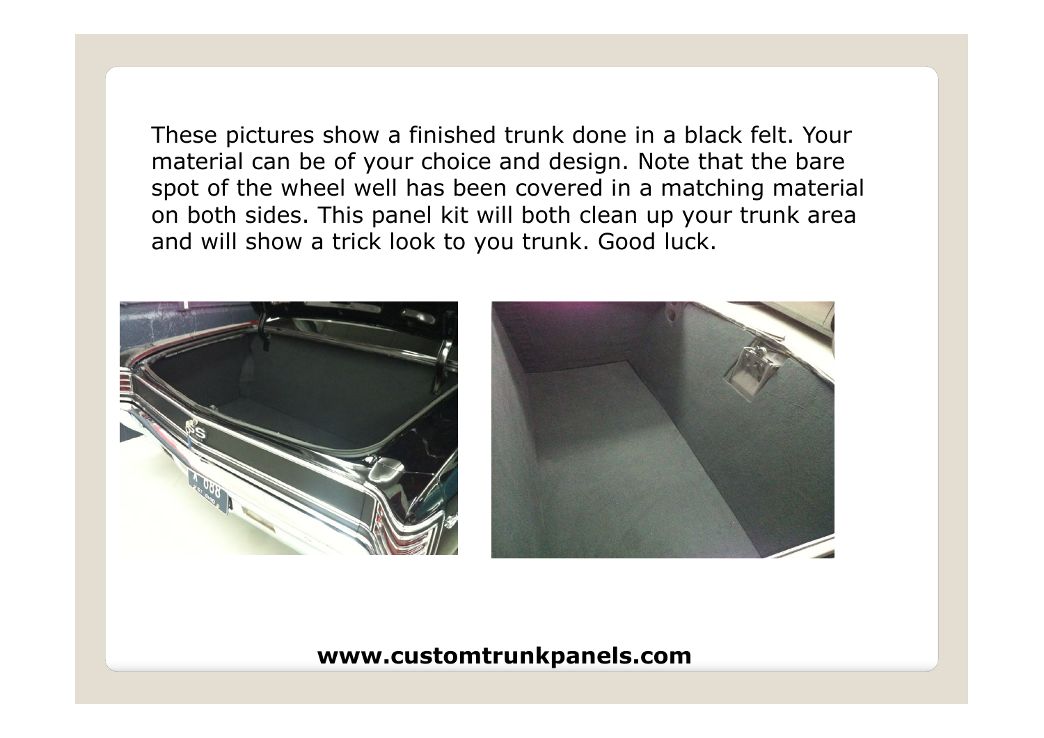These pictures show a finished trunk done in a black felt. Your material can be of your choice and design. Note that the bare spot of the wheel well has been covered in a matching material on both sides. This panel kit will both clean up your trunk area and will show a trick look to you trunk. Good luck.

**www.customtrunkpanels.com**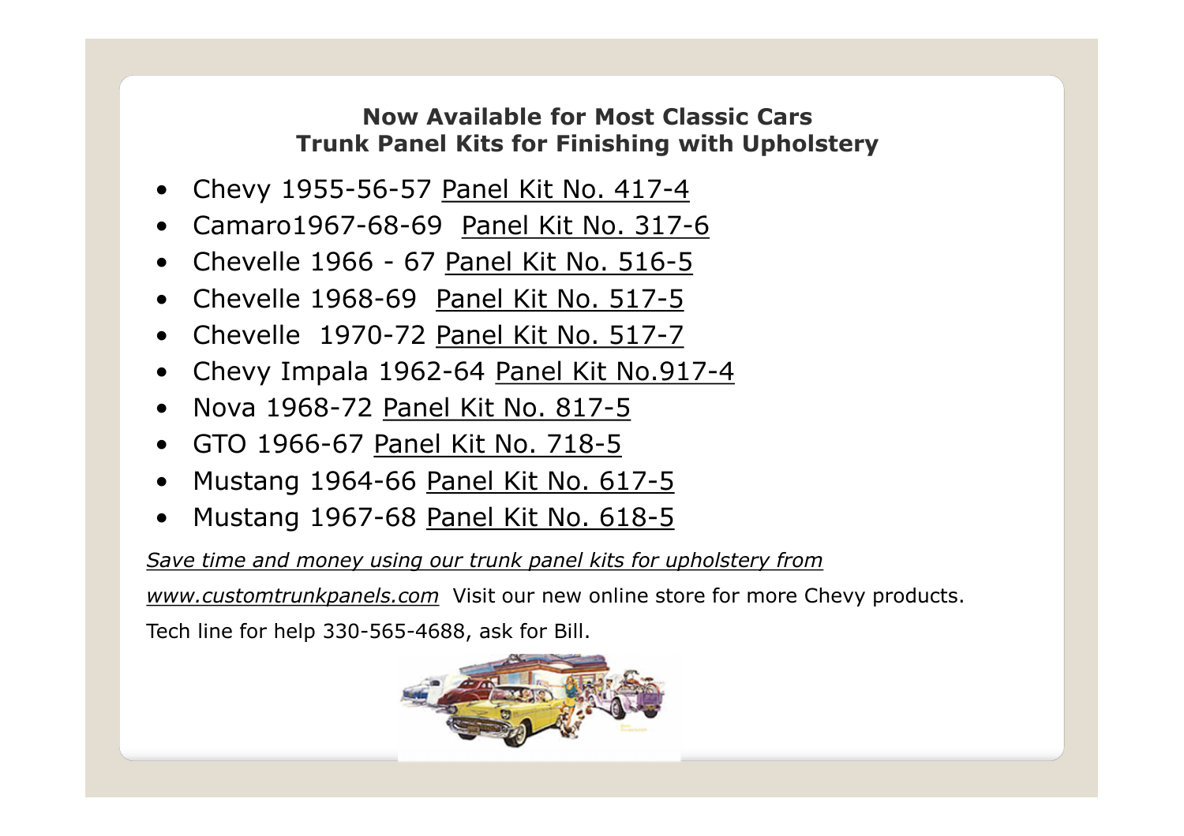**Now Available for Most Classic Cars**
**Trunk Panel Kits for Finishing with Upholstery**

- Chevy 1955-56-57 Panel Kit No. 417-4
- Camaro1967-68-69 Panel Kit No. 317-6
- Chevelle 1966 - 67 Panel Kit No. 516-5
- Chevelle 1968-69 Panel Kit No. 517-5
- Chevelle 1970-72 Panel Kit No. 517-7
- Chevy Impala 1962-64 Panel Kit No.917-4
- Nova 1968-72 Panel Kit No. 817-5
- GTO 1966-67 Panel Kit No. 718-5
- Mustang 1964-66 Panel Kit No. 617-5
- Mustang 1967-68 Panel Kit No. 618-5

*Save time and money using our trunk panel kits for upholstery from*

*www.customtrunkpanels.com* Visit our new online store for more Chevy products.

Tech line for help 330-565-4688, ask for Bill.